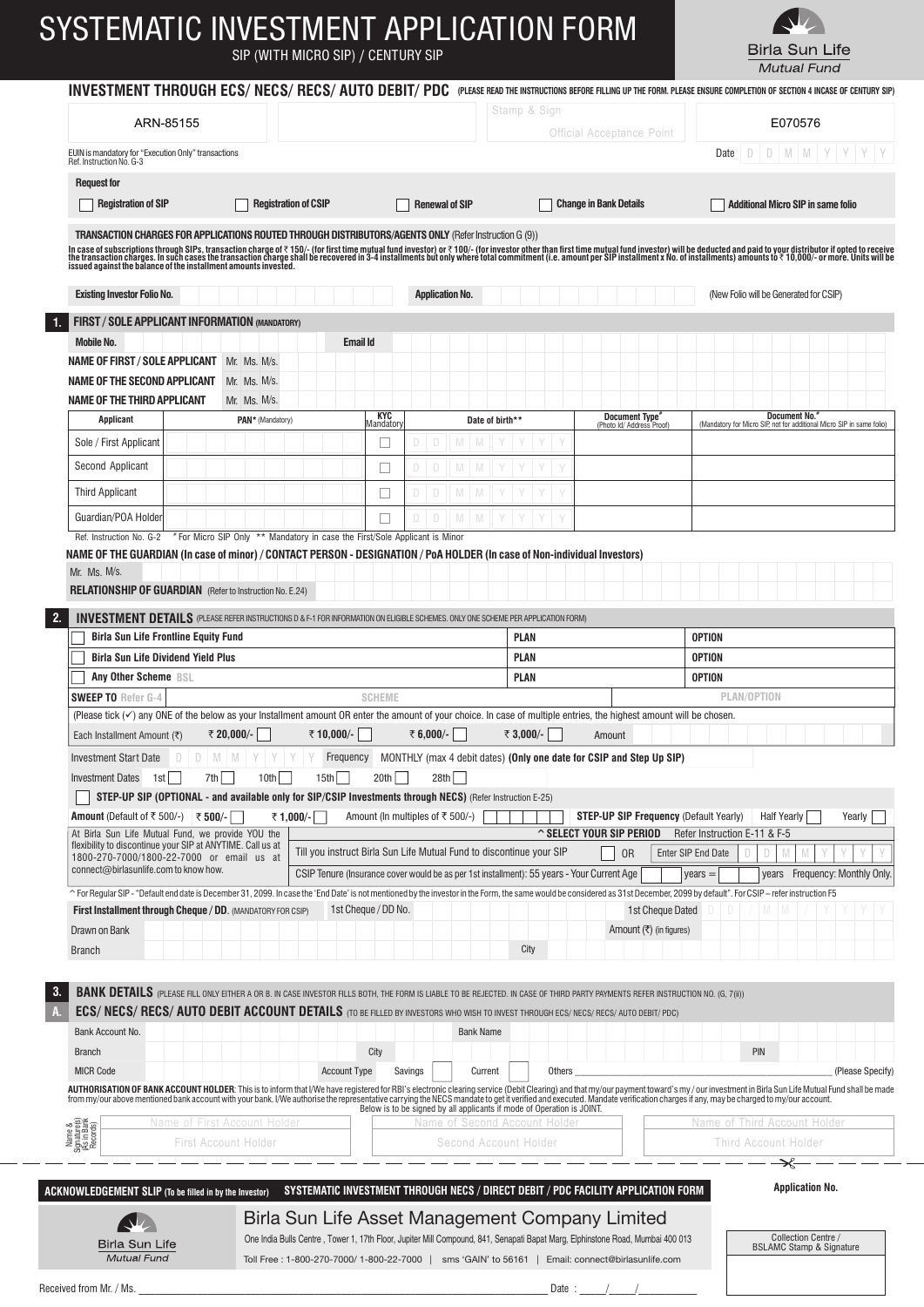# SYSTEMATIC INVESTMENT APPLICATION FORM

SIP (WITH MICRO SIP) / CENTURY SIP

Birla Sun Life Mutual Fund

## INVESTMENT THROUGH ECS/ NECS/ RECS/ AUTO DEBIT/ PDC

(PLEASE READ THE INSTRUCTIONS BEFORE FILLING UP THE FORM. PLEASE ENSURE COMPLETION OF SECTION 4 INCASE OF CENTURY SIP)

| | | | |
|---|---|---|---|
| ARN-85155 | | Stamp & Sign / Official Acceptance Point | E070576 |

EUIN is mandatory for "Execution Only" transactions
Ref. Instruction No. G-3

Date D D M M Y Y Y Y

**Request for**

☐ **Registration of SIP** ☐ **Registration of CSIP** ☐ **Renewal of SIP** ☐ **Change in Bank Details** ☐ **Additional Micro SIP in same folio**

**TRANSACTION CHARGES FOR APPLICATIONS ROUTED THROUGH DISTRIBUTORS/AGENTS ONLY** (Refer Instruction G (9))

In case of subscriptions through SIPs, transaction charge of ₹ 150/- (for first time mutual fund investor) or ₹ 100/- (for investor other than first time mutual fund investor) will be deducted and paid to your distributor if opted to receive the transaction charges. In such cases the transaction charge shall be recovered in 3-4 installments but only where total commitment (i.e. amount per SIP installment x No. of installments) amounts to ₹ 10,000/- or more. Units will be issued against the balance of the installment amounts invested.

**Existing Investor Folio No.** ______ **Application No.** ______ (New Folio will be Generated for CSIP)

## 1. FIRST / SOLE APPLICANT INFORMATION (MANDATORY)

**Mobile No.** ______ **Email Id** ______

**NAME OF FIRST / SOLE APPLICANT** Mr. Ms. M/s. ______

**NAME OF THE SECOND APPLICANT** Mr. Ms. M/s. ______

**NAME OF THE THIRD APPLICANT** Mr. Ms. M/s. ______

| Applicant | PAN* (Mandatory) | KYC Mandatory | Date of birth** | Document Type# (Photo Id/ Address Proof) | Document No.# (Mandatory for Micro SIP, not for additional Micro SIP in same folio) |
|---|---|---|---|---|---|
| Sole / First Applicant | | ☐ | D D M M Y Y Y Y | | |
| Second Applicant | | ☐ | D D M M Y Y Y Y | | |
| Third Applicant | | ☐ | D D M M Y Y Y Y | | |
| Guardian/POA Holder | | ☐ | D D M M Y Y Y Y | | |

Ref. Instruction No. G-2 # For Micro SIP Only ** Mandatory in case the First/Sole Applicant is Minor

**NAME OF THE GUARDIAN (In case of minor) / CONTACT PERSON - DESIGNATION / PoA HOLDER (In case of Non-individual Investors)**

Mr. Ms. M/s. ______

**RELATIONSHIP OF GUARDIAN** (Refer to Instruction No. E.24) ______

## 2. INVESTMENT DETAILS

(PLEASE REFER INSTRUCTIONS D & F-1 FOR INFORMATION ON ELIGIBLE SCHEMES. ONLY ONE SCHEME PER APPLICATION FORM)

| | | |
|---|---|---|
| ☐ **Birla Sun Life Frontline Equity Fund** | **PLAN** | **OPTION** |
| ☐ **Birla Sun Life Dividend Yield Plus** | **PLAN** | **OPTION** |
| ☐ **Any Other Scheme** BSL | **PLAN** | **OPTION** |
| **SWEEP TO** Refer G-4 **SCHEME** | | **PLAN/OPTION** |

(Please tick (✓)) any ONE of the below as your Installment amount OR enter the amount of your choice. In case of multiple entries, the highest amount will be chosen.

Each Installment Amount (₹) ₹ **20,000/-** ☐ ₹ **10,000/-** ☐ ₹ **6,000/-** ☐ ₹ **3,000/-** ☐ Amount ______

Investment Start Date D D M M Y Y Y Y Frequency MONTHLY (max 4 debit dates) **(Only one date for CSIP and Step Up SIP)**

Investment Dates 1st ☐ 7th ☐ 10th ☐ 15th ☐ 20th ☐ 28th ☐

☐ **STEP-UP SIP (OPTIONAL - and available only for SIP/CSIP Investments through NECS)** (Refer Instruction E-25)

**Amount** (Default of ₹ 500/-) ₹ **500/-** ☐ ₹ **1,000/-** ☐ Amount (In multiples of ₹ 500/-) ______ **STEP-UP SIP Frequency** (Default Yearly) Half Yearly ☐ Yearly ☐

At Birla Sun Life Mutual Fund, we provide YOU the flexibility to discontinue your SIP at ANYTIME. Call us at 1800-270-7000/1800-22-7000 or email us at connect@birlasunlife.com to know how.

**^ SELECT YOUR SIP PERIOD** Refer Instruction E-11 & F-5

Till you instruct Birla Sun Life Mutual Fund to discontinue your SIP ☐ OR Enter SIP End Date D D M M Y Y Y Y

CSIP Tenure (Insurance cover would be as per 1st installment): 55 years - Your Current Age ______ years = ______ years Frequency: Monthly Only.

^ For Regular SIP - "Default end date is December 31, 2099. In case the 'End Date' is not mentioned by the investor in the Form, the same would be considered as 31st December, 2099 by default". For CSIP – refer instruction F5

**First Installment through Cheque / DD.** (MANDATORY FOR CSIP) 1st Cheque / DD No. ______ 1st Cheque Dated D D / M M / Y Y Y Y

Drawn on Bank ______ Amount (₹) (in figures) ______

Branch ______ City ______

## 3. BANK DETAILS

(PLEASE FILL ONLY EITHER A OR B. IN CASE INVESTOR FILLS BOTH, THE FORM IS LIABLE TO BE REJECTED. IN CASE OF THIRD PARTY PAYMENTS REFER INSTRUCTION NO. (G, 7(ii))

### A. ECS/ NECS/ RECS/ AUTO DEBIT ACCOUNT DETAILS

(TO BE FILLED BY INVESTORS WHO WISH TO INVEST THROUGH ECS/ NECS/ RECS/ AUTO DEBIT/ PDC)

Bank Account No. ______ Bank Name ______

Branch ______ City ______ PIN ______

MICR Code ______ Account Type Savings ☐ Current ☐ Others ______ (Please Specify)

**AUTHORISATION OF BANK ACCOUNT HOLDER**: This is to inform that I/We have registered for RBI's electronic clearing service (Debit Clearing) and that my/our payment toward's my / our investment in Birla Sun Life Mutual Fund shall be made from my/our above mentioned bank account with your bank. I/We authorise the representative carrying the NECS mandate to get it verified and executed. Mandate verification charges if any, may be charged to my/our account.
Below is to be signed by all applicants if mode of Operation is JOINT.

| Name & Signature(s) (As in Bank Records) | | | |
|---|---|---|---|
| | Name of First Account Holder | Name of Second Account Holder | Name of Third Account Holder |
| | First Account Holder | Second Account Holder | Third Account Holder |

---

**ACKNOWLEDGEMENT SLIP (To be filled in by the Investor)** **SYSTEMATIC INVESTMENT THROUGH NECS / DIRECT DEBIT / PDC FACILITY APPLICATION FORM**

**Application No.**

Birla Sun Life Mutual Fund

Birla Sun Life Asset Management Company Limited

One India Bulls Centre , Tower 1, 17th Floor, Jupiter Mill Compound, 841, Senapati Bapat Marg, Elphinstone Road, Mumbai 400 013

Toll Free : 1-800-270-7000/ 1-800-22-7000 | sms 'GAIN' to 56161 | Email: connect@birlasunlife.com

Collection Centre / BSLAMC Stamp & Signature

Received from Mr. / Ms. ______ Date : ____/____/______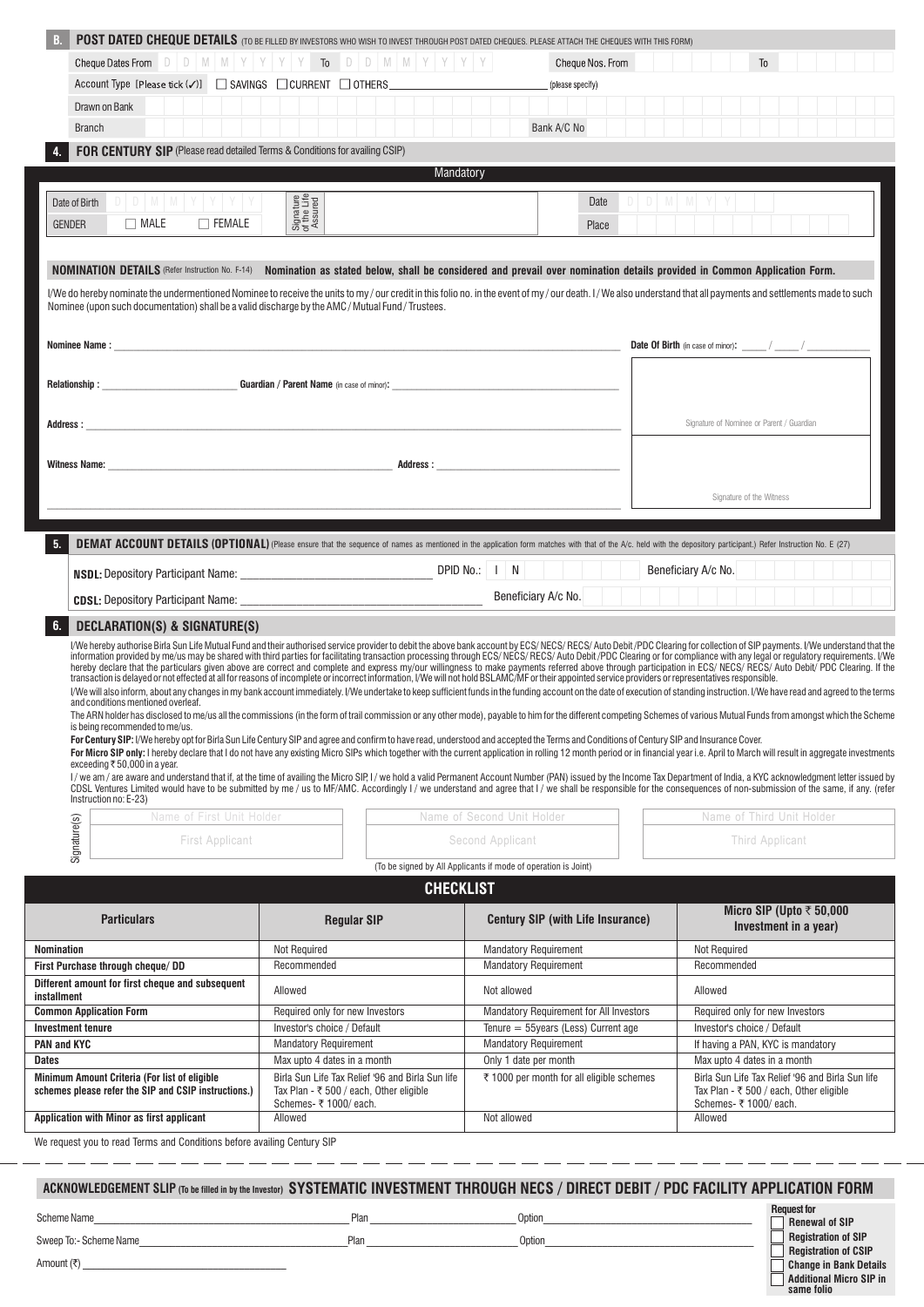## B. POST DATED CHEQUE DETAILS (TO BE FILLED BY INVESTORS WHO WISH TO INVEST THROUGH POST DATED CHEQUES. PLEASE ATTACH THE CHEQUES WITH THIS FORM)

Cheque Dates From D D M M Y Y Y Y To D D M M Y Y Y Y Cheque Nos. From To

Account Type [Please tick (✓)] ☐ SAVINGS ☐ CURRENT ☐ OTHERS (please specify)

Drawn on Bank

Branch Bank A/C No

## 4. FOR CENTURY SIP (Please read detailed Terms & Conditions for availing CSIP)

Mandatory

Date of Birth D D M M Y Y Y Y

GENDER ☐ MALE ☐ FEMALE

Signature of the Life Assured

Date D D M M Y Y

Place

**NOMINATION DETAILS** (Refer Instruction No. F-14) **Nomination as stated below, shall be considered and prevail over nomination details provided in Common Application Form.**

I/We do hereby nominate the undermentioned Nominee to receive the units to my / our credit in this folio no. in the event of my / our death. I / We also understand that all payments and settlements made to such Nominee (upon such documentation) shall be a valid discharge by the AMC / Mutual Fund / Trustees.

**Nominee Name :** 

**Date Of Birth** (in case of minor): _____ / _____ / ___________

**Relationship :** **Guardian / Parent Name** (in case of minor):

**Address :**

Signature of Nominee or Parent / Guardian

**Witness Name:** **Address :**

Signature of the Witness

## 5. DEMAT ACCOUNT DETAILS (OPTIONAL) (Please ensure that the sequence of names as mentioned in the application form matches with that of the A/c. held with the depository participant.) Refer Instruction No. E (27)

**NSDL:** Depository Participant Name: DPID No.: I N Beneficiary A/c No.

**CDSL:** Depository Participant Name: Beneficiary A/c No.

## 6. DECLARATION(S) & SIGNATURE(S)

I/We hereby authorise Birla Sun Life Mutual Fund and their authorised service provider to debit the above bank account by ECS/ NECS/ RECS/ Auto Debit /PDC Clearing for collection of SIP payments. I/We understand that the information provided by me/us may be shared with third parties for facilitating transaction processing through ECS/ NECS/ RECS/ Auto Debit /PDC Clearing or for compliance with any legal or regulatory requirements. I/We hereby declare that the particulars given above are correct and complete and express my/our willingness to make payments referred above through participation in ECS/ NECS/ RECS/ Auto Debit/ PDC Clearing. If the transaction is delayed or not effected at all for reasons of incomplete or incorrect information, I/We will not hold BSLAMC/MF or their appointed service providers or representatives responsible.

I/We will also inform, about any changes in my bank account immediately. I/We undertake to keep sufficient funds in the funding account on the date of execution of standing instruction. I/We have read and agreed to the terms and conditions mentioned overleaf.

The ARN holder has disclosed to me/us all the commissions (in the form of trail commission or any other mode), payable to him for the different competing Schemes of various Mutual Funds from amongst which the Scheme is being recommended to me/us.

**For Century SIP:** I/We hereby opt for Birla Sun Life Century SIP and agree and confirm to have read, understood and accepted the Terms and Conditions of Century SIP and Insurance Cover.

**For Micro SIP only:** I hereby declare that I do not have any existing Micro SIPs which together with the current application in rolling 12 month period or in financial year i.e. April to March will result in aggregate investments exceeding ₹ 50,000 in a year.

I / we am / are aware and understand that if, at the time of availing the Micro SIP, I / we hold a valid Permanent Account Number (PAN) issued by the Income Tax Department of India, a KYC acknowledgment letter issued by CDSL Ventures Limited would have to be submitted by me / us to MF/AMC. Accordingly I / we understand and agree that I / we shall be responsible for the consequences of non-submission of the same, if any. (refer Instruction no: E-23)

Signature(s)

| Name of First Unit Holder | Name of Second Unit Holder | Name of Third Unit Holder |
|---|---|---|
| First Applicant | Second Applicant | Third Applicant |

(To be signed by All Applicants if mode of operation is Joint)

## CHECKLIST

| Particulars | Regular SIP | Century SIP (with Life Insurance) | Micro SIP (Upto ₹ 50,000 Investment in a year) |
|---|---|---|---|
| **Nomination** | Not Required | Mandatory Requirement | Not Required |
| **First Purchase through cheque/ DD** | Recommended | Mandatory Requirement | Recommended |
| **Different amount for first cheque and subsequent installment** | Allowed | Not allowed | Allowed |
| **Common Application Form** | Required only for new Investors | Mandatory Requirement for All Investors | Required only for new Investors |
| **Investment tenure** | Investor's choice / Default | Tenure = 55years (Less) Current age | Investor's choice / Default |
| **PAN and KYC** | Mandatory Requirement | Mandatory Requirement | If having a PAN, KYC is mandatory |
| **Dates** | Max upto 4 dates in a month | Only 1 date per month | Max upto 4 dates in a month |
| **Minimum Amount Criteria (For list of eligible schemes please refer the SIP and CSIP instructions.)** | Birla Sun Life Tax Relief '96 and Birla Sun life Tax Plan - ₹ 500 / each, Other eligible Schemes- ₹ 1000/ each. | ₹ 1000 per month for all eligible schemes | Birla Sun Life Tax Relief '96 and Birla Sun life Tax Plan - ₹ 500 / each, Other eligible Schemes- ₹ 1000/ each. |
| **Application with Minor as first applicant** | Allowed | Not allowed | Allowed |

We request you to read Terms and Conditions before availing Century SIP

---

**ACKNOWLEDGEMENT SLIP** (To be filled in by the Investor) **SYSTEMATIC INVESTMENT THROUGH NECS / DIRECT DEBIT / PDC FACILITY APPLICATION FORM**

Scheme Name ____________ Plan ____________ Option ____________

Sweep To:- Scheme Name ____________ Plan ____________ Option ____________

Amount (₹) ____________

**Request for**
- ☐ **Renewal of SIP**
- ☐ **Registration of SIP**
- ☐ **Registration of CSIP**
- ☐ **Change in Bank Details**
- ☐ **Additional Micro SIP in same folio**